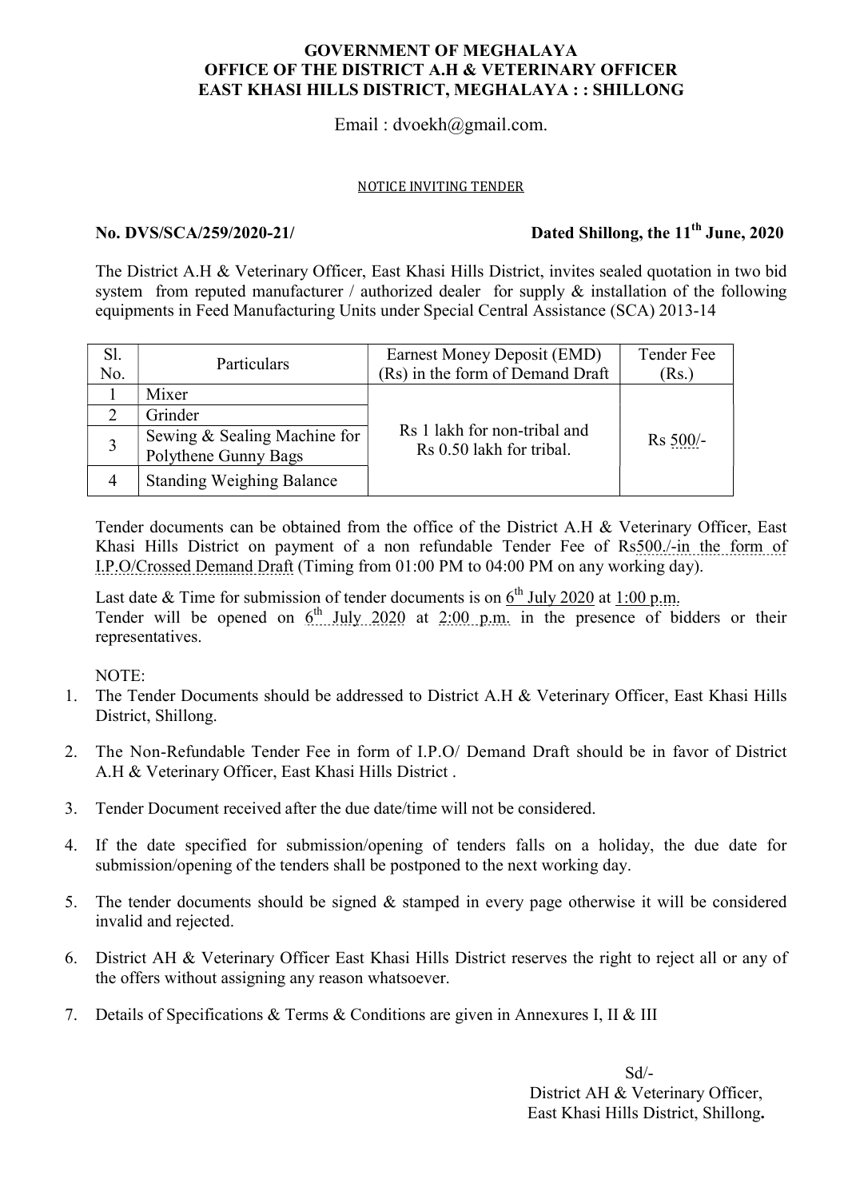**GOVERNMENT OF MEGHALAYA**
**OFFICE OF THE DISTRICT A.H & VETERINARY OFFICER**
**EAST KHASI HILLS DISTRICT, MEGHALAYA : : SHILLONG**

Email : dvoekh@gmail.com.

NOTICE INVITING TENDER

**No. DVS/SCA/259/2020-21/** **Dated Shillong, the 11th June, 2020**

The District A.H & Veterinary Officer, East Khasi Hills District, invites sealed quotation in two bid system from reputed manufacturer / authorized dealer for supply & installation of the following equipments in Feed Manufacturing Units under Special Central Assistance (SCA) 2013-14

| Sl. No. | Particulars | Earnest Money Deposit (EMD) (Rs) in the form of Demand Draft | Tender Fee (Rs.) |
|---|---|---|---|
| 1 | Mixer | Rs 1 lakh for non-tribal and Rs 0.50 lakh for tribal. | Rs 500/- |
| 2 | Grinder | | |
| 3 | Sewing & Sealing Machine for Polythene Gunny Bags | | |
| 4 | Standing Weighing Balance | | |

Tender documents can be obtained from the office of the District A.H & Veterinary Officer, East Khasi Hills District on payment of a non refundable Tender Fee of Rs500./-in the form of I.P.O/Crossed Demand Draft (Timing from 01:00 PM to 04:00 PM on any working day).

Last date & Time for submission of tender documents is on 6th July 2020 at 1:00 p.m.
Tender will be opened on 6th July 2020 at 2:00 p.m. in the presence of bidders or their representatives.

NOTE:

1. The Tender Documents should be addressed to District A.H & Veterinary Officer, East Khasi Hills District, Shillong.
2. The Non-Refundable Tender Fee in form of I.P.O/ Demand Draft should be in favor of District A.H & Veterinary Officer, East Khasi Hills District .
3. Tender Document received after the due date/time will not be considered.
4. If the date specified for submission/opening of tenders falls on a holiday, the due date for submission/opening of the tenders shall be postponed to the next working day.
5. The tender documents should be signed & stamped in every page otherwise it will be considered invalid and rejected.
6. District AH & Veterinary Officer East Khasi Hills District reserves the right to reject all or any of the offers without assigning any reason whatsoever.
7. Details of Specifications & Terms & Conditions are given in Annexures I, II & III

Sd/-
District AH & Veterinary Officer,
East Khasi Hills District, Shillong**.**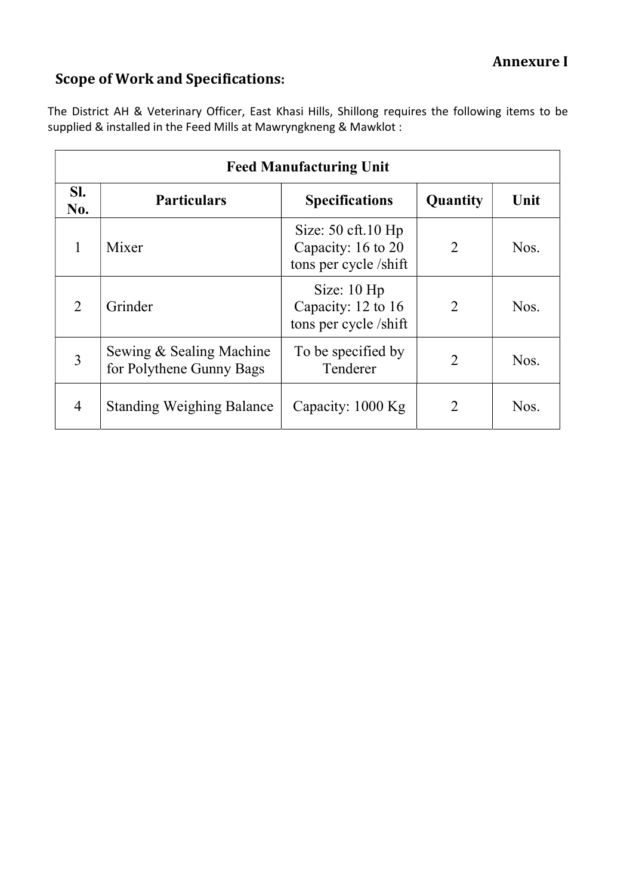**Annexure I**

## Scope of Work and Specifications:

The District AH & Veterinary Officer, East Khasi Hills, Shillong requires the following items to be supplied & installed in the Feed Mills at Mawryngkneng & Mawklot :

| Feed Manufacturing Unit | | | | |
|---|---|---|---|---|
| **Sl. No.** | **Particulars** | **Specifications** | **Quantity** | **Unit** |
| 1 | Mixer | Size: 50 cft.10 Hp Capacity: 16 to 20 tons per cycle /shift | 2 | Nos. |
| 2 | Grinder | Size: 10 Hp Capacity: 12 to 16 tons per cycle /shift | 2 | Nos. |
| 3 | Sewing & Sealing Machine for Polythene Gunny Bags | To be specified by Tenderer | 2 | Nos. |
| 4 | Standing Weighing Balance | Capacity: 1000 Kg | 2 | Nos. |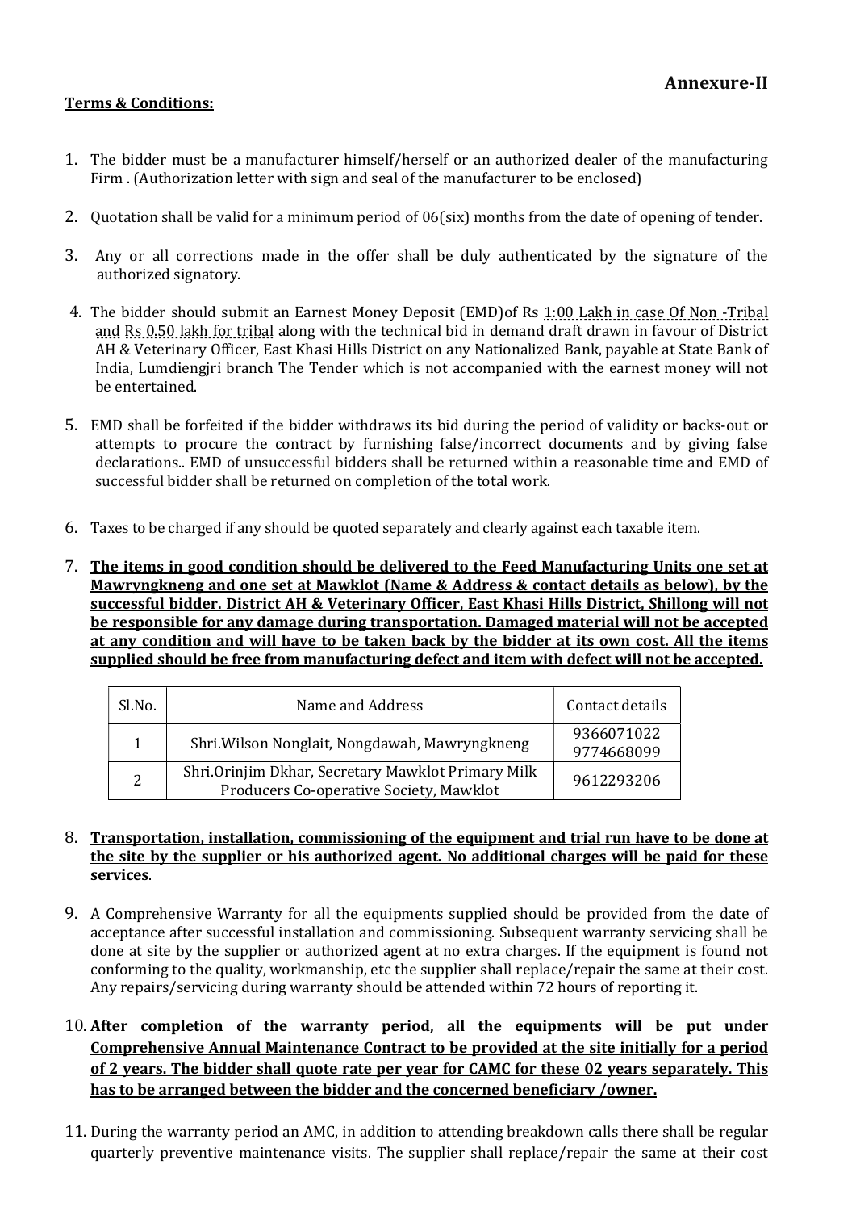**Annexure-II**

**Terms & Conditions:**

1. The bidder must be a manufacturer himself/herself or an authorized dealer of the manufacturing Firm . (Authorization letter with sign and seal of the manufacturer to be enclosed)

2. Quotation shall be valid for a minimum period of 06(six) months from the date of opening of tender.

3. Any or all corrections made in the offer shall be duly authenticated by the signature of the authorized signatory.

4. The bidder should submit an Earnest Money Deposit (EMD)of Rs 1:00 Lakh in case Of Non -Tribal and Rs 0.50 lakh for tribal along with the technical bid in demand draft drawn in favour of District AH & Veterinary Officer, East Khasi Hills District on any Nationalized Bank, payable at State Bank of India, Lumdiengjri branch The Tender which is not accompanied with the earnest money will not be entertained.

5. EMD shall be forfeited if the bidder withdraws its bid during the period of validity or backs-out or attempts to procure the contract by furnishing false/incorrect documents and by giving false declarations.. EMD of unsuccessful bidders shall be returned within a reasonable time and EMD of successful bidder shall be returned on completion of the total work.

6. Taxes to be charged if any should be quoted separately and clearly against each taxable item.

7. **The items in good condition should be delivered to the Feed Manufacturing Units one set at Mawryngkneng and one set at Mawklot (Name & Address & contact details as below), by the successful bidder. District AH & Veterinary Officer, East Khasi Hills District, Shillong will not be responsible for any damage during transportation. Damaged material will not be accepted at any condition and will have to be taken back by the bidder at its own cost. All the items supplied should be free from manufacturing defect and item with defect will not be accepted.**

| Sl.No. | Name and Address | Contact details |
|---|---|---|
| 1 | Shri.Wilson Nonglait, Nongdawah, Mawryngkneng | 9366071022 9774668099 |
| 2 | Shri.Orinjim Dkhar, Secretary Mawklot Primary Milk Producers Co-operative Society, Mawklot | 9612293206 |

8. **Transportation, installation, commissioning of the equipment and trial run have to be done at the site by the supplier or his authorized agent. No additional charges will be paid for these services**.

9. A Comprehensive Warranty for all the equipments supplied should be provided from the date of acceptance after successful installation and commissioning. Subsequent warranty servicing shall be done at site by the supplier or authorized agent at no extra charges. If the equipment is found not conforming to the quality, workmanship, etc the supplier shall replace/repair the same at their cost. Any repairs/servicing during warranty should be attended within 72 hours of reporting it.

10. **After completion of the warranty period, all the equipments will be put under Comprehensive Annual Maintenance Contract to be provided at the site initially for a period of 2 years. The bidder shall quote rate per year for CAMC for these 02 years separately. This has to be arranged between the bidder and the concerned beneficiary /owner.**

11. During the warranty period an AMC, in addition to attending breakdown calls there shall be regular quarterly preventive maintenance visits. The supplier shall replace/repair the same at their cost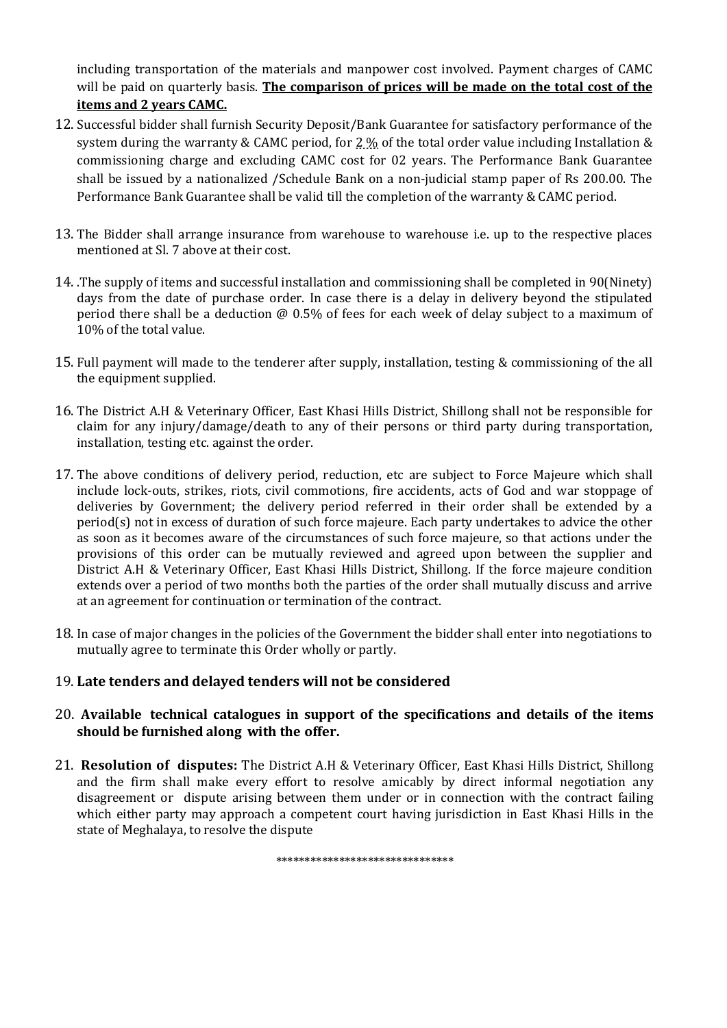including transportation of the materials and manpower cost involved. Payment charges of CAMC will be paid on quarterly basis. **The comparison of prices will be made on the total cost of the items and 2 years CAMC.**

12. Successful bidder shall furnish Security Deposit/Bank Guarantee for satisfactory performance of the system during the warranty & CAMC period, for 2 % of the total order value including Installation & commissioning charge and excluding CAMC cost for 02 years. The Performance Bank Guarantee shall be issued by a nationalized /Schedule Bank on a non-judicial stamp paper of Rs 200.00. The Performance Bank Guarantee shall be valid till the completion of the warranty & CAMC period.

13. The Bidder shall arrange insurance from warehouse to warehouse i.e. up to the respective places mentioned at Sl. 7 above at their cost.

14. .The supply of items and successful installation and commissioning shall be completed in 90(Ninety) days from the date of purchase order. In case there is a delay in delivery beyond the stipulated period there shall be a deduction @ 0.5% of fees for each week of delay subject to a maximum of 10% of the total value.

15. Full payment will made to the tenderer after supply, installation, testing & commissioning of the all the equipment supplied.

16. The District A.H & Veterinary Officer, East Khasi Hills District, Shillong shall not be responsible for claim for any injury/damage/death to any of their persons or third party during transportation, installation, testing etc. against the order.

17. The above conditions of delivery period, reduction, etc are subject to Force Majeure which shall include lock-outs, strikes, riots, civil commotions, fire accidents, acts of God and war stoppage of deliveries by Government; the delivery period referred in their order shall be extended by a period(s) not in excess of duration of such force majeure. Each party undertakes to advice the other as soon as it becomes aware of the circumstances of such force majeure, so that actions under the provisions of this order can be mutually reviewed and agreed upon between the supplier and District A.H & Veterinary Officer, East Khasi Hills District, Shillong. If the force majeure condition extends over a period of two months both the parties of the order shall mutually discuss and arrive at an agreement for continuation or termination of the contract.

18. In case of major changes in the policies of the Government the bidder shall enter into negotiations to mutually agree to terminate this Order wholly or partly.

19. **Late tenders and delayed tenders will not be considered**

20. **Available technical catalogues in support of the specifications and details of the items should be furnished along with the offer.**

21. **Resolution of disputes:** The District A.H & Veterinary Officer, East Khasi Hills District, Shillong and the firm shall make every effort to resolve amicably by direct informal negotiation any disagreement or dispute arising between them under or in connection with the contract failing which either party may approach a competent court having jurisdiction in East Khasi Hills in the state of Meghalaya, to resolve the dispute

******************************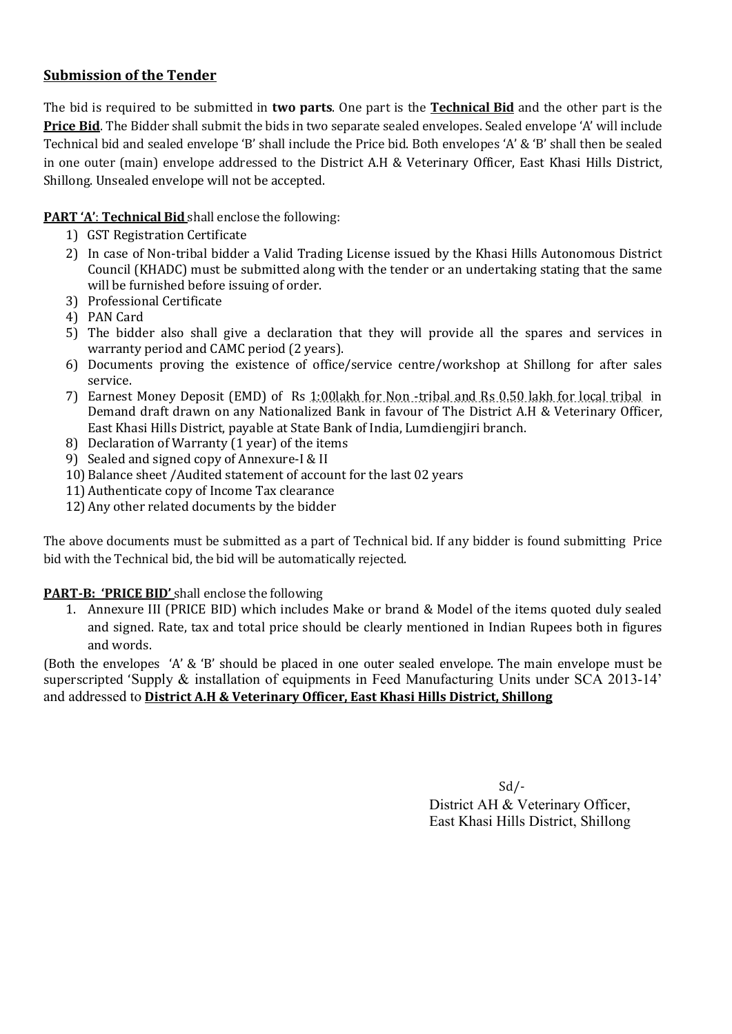## Submission of the Tender

The bid is required to be submitted in **two parts**. One part is the **Technical Bid** and the other part is the **Price Bid**. The Bidder shall submit the bids in two separate sealed envelopes. Sealed envelope 'A' will include Technical bid and sealed envelope 'B' shall include the Price bid. Both envelopes 'A' & 'B' shall then be sealed in one outer (main) envelope addressed to the District A.H & Veterinary Officer, East Khasi Hills District, Shillong. Unsealed envelope will not be accepted.

**PART 'A': Technical Bid** shall enclose the following:

1) GST Registration Certificate
2) In case of Non-tribal bidder a Valid Trading License issued by the Khasi Hills Autonomous District Council (KHADC) must be submitted along with the tender or an undertaking stating that the same will be furnished before issuing of order.
3) Professional Certificate
4) PAN Card
5) The bidder also shall give a declaration that they will provide all the spares and services in warranty period and CAMC period (2 years).
6) Documents proving the existence of office/service centre/workshop at Shillong for after sales service.
7) Earnest Money Deposit (EMD) of Rs 1:00lakh for Non -tribal and Rs 0.50 lakh for local tribal in Demand draft drawn on any Nationalized Bank in favour of The District A.H & Veterinary Officer, East Khasi Hills District, payable at State Bank of India, Lumdiengjiri branch.
8) Declaration of Warranty (1 year) of the items
9) Sealed and signed copy of Annexure-I & II
10) Balance sheet /Audited statement of account for the last 02 years
11) Authenticate copy of Income Tax clearance
12) Any other related documents by the bidder

The above documents must be submitted as a part of Technical bid. If any bidder is found submitting Price bid with the Technical bid, the bid will be automatically rejected.

**PART-B: 'PRICE BID'** shall enclose the following

1. Annexure III (PRICE BID) which includes Make or brand & Model of the items quoted duly sealed and signed. Rate, tax and total price should be clearly mentioned in Indian Rupees both in figures and words.

(Both the envelopes 'A' & 'B' should be placed in one outer sealed envelope. The main envelope must be superscripted 'Supply & installation of equipments in Feed Manufacturing Units under SCA 2013-14' and addressed to **District A.H & Veterinary Officer, East Khasi Hills District, Shillong**

Sd/-

District AH & Veterinary Officer,
East Khasi Hills District, Shillong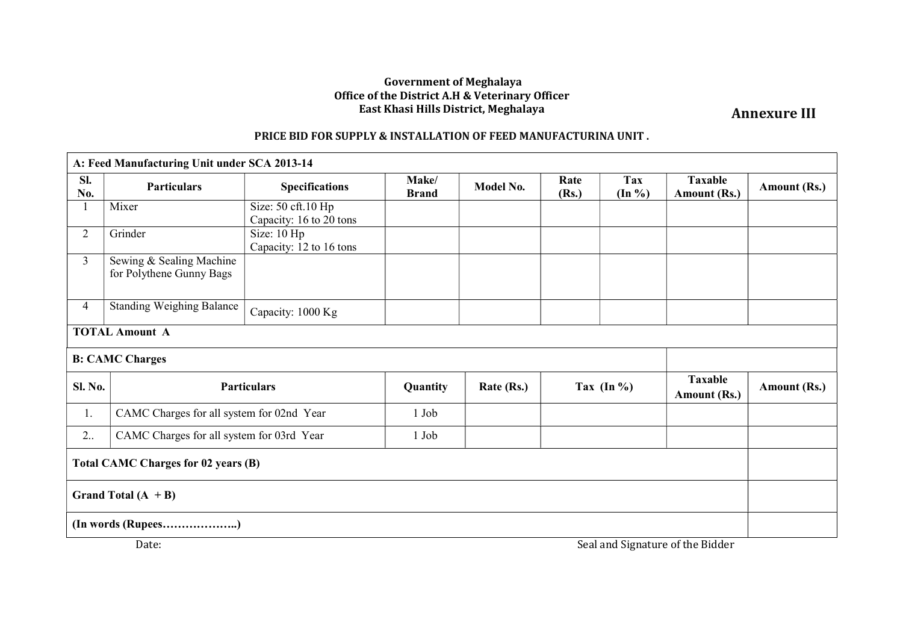**Government of Meghalaya**
**Office of the District A.H & Veterinary Officer**
**East Khasi Hills District, Meghalaya**

## Annexure III

**PRICE BID FOR SUPPLY & INSTALLATION OF FEED MANUFACTURINA UNIT .**

| **A: Feed Manufacturing Unit under SCA 2013-14** | | | | | | | | |
|---|---|---|---|---|---|---|---|---|
| **Sl. No.** | **Particulars** | **Specifications** | **Make/ Brand** | **Model No.** | **Rate (Rs.)** | **Tax (In %)** | **Taxable Amount (Rs.)** | **Amount (Rs.)** |
| 1 | Mixer | Size: 50 cft.10 Hp<br>Capacity: 16 to 20 tons | | | | | | |
| 2 | Grinder | Size: 10 Hp<br>Capacity: 12 to 16 tons | | | | | | |
| 3 | Sewing & Sealing Machine for Polythene Gunny Bags | | | | | | | |
| 4 | Standing Weighing Balance | Capacity: 1000 Kg | | | | | | |
| **TOTAL Amount A** | | | | | | | | |

| **B: CAMC Charges** | | | | | | |
|---|---|---|---|---|---|---|
| **Sl. No.** | **Particulars** | **Quantity** | **Rate (Rs.)** | **Tax (In %)** | **Taxable Amount (Rs.)** | **Amount (Rs.)** |
| 1. | CAMC Charges for all system for 02nd Year | 1 Job | | | | |
| 2.. | CAMC Charges for all system for 03rd Year | 1 Job | | | | |
| **Total CAMC Charges for 02 years (B)** | | | | | | |
| **Grand Total (A + B)** | | | | | | |
| **(In words (Rupees………………..)** | | | | | | |

Date: Seal and Signature of the Bidder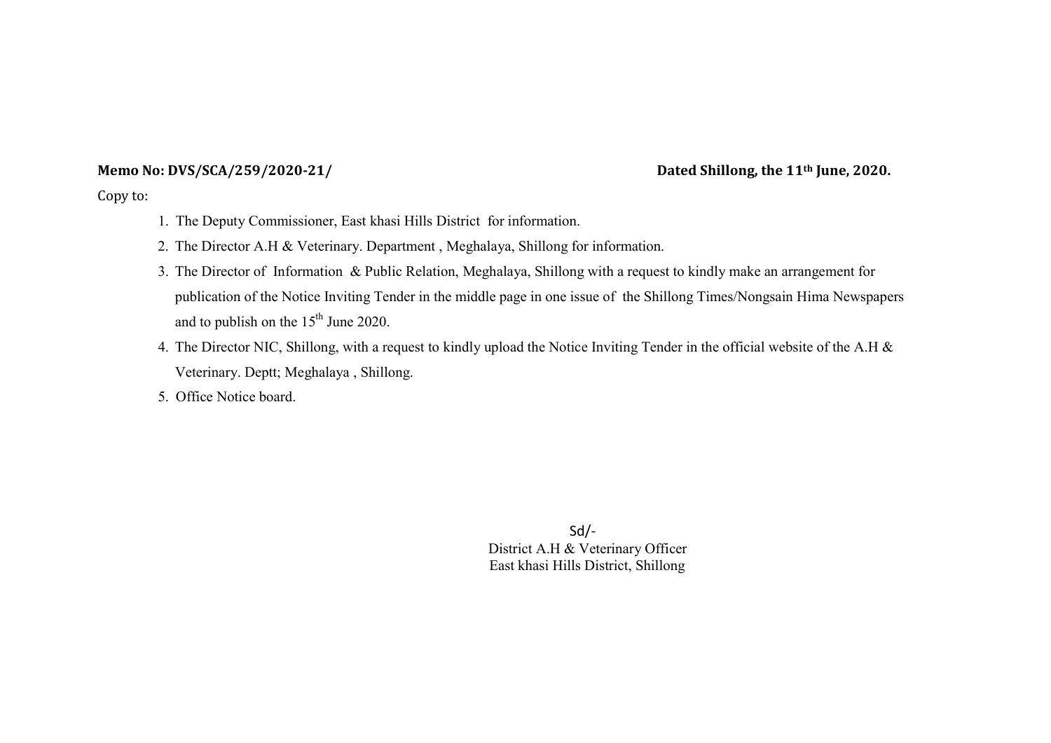**Memo No: DVS/SCA/259/2020-21/** **Dated Shillong, the 11th June, 2020.**

Copy to:

1. The Deputy Commissioner, East khasi Hills District for information.
2. The Director A.H & Veterinary. Department , Meghalaya, Shillong for information.
3. The Director of Information & Public Relation, Meghalaya, Shillong with a request to kindly make an arrangement for publication of the Notice Inviting Tender in the middle page in one issue of the Shillong Times/Nongsain Hima Newspapers and to publish on the 15th June 2020.
4. The Director NIC, Shillong, with a request to kindly upload the Notice Inviting Tender in the official website of the A.H & Veterinary. Deptt; Meghalaya , Shillong.
5. Office Notice board.

Sd/-
District A.H & Veterinary Officer
East khasi Hills District, Shillong